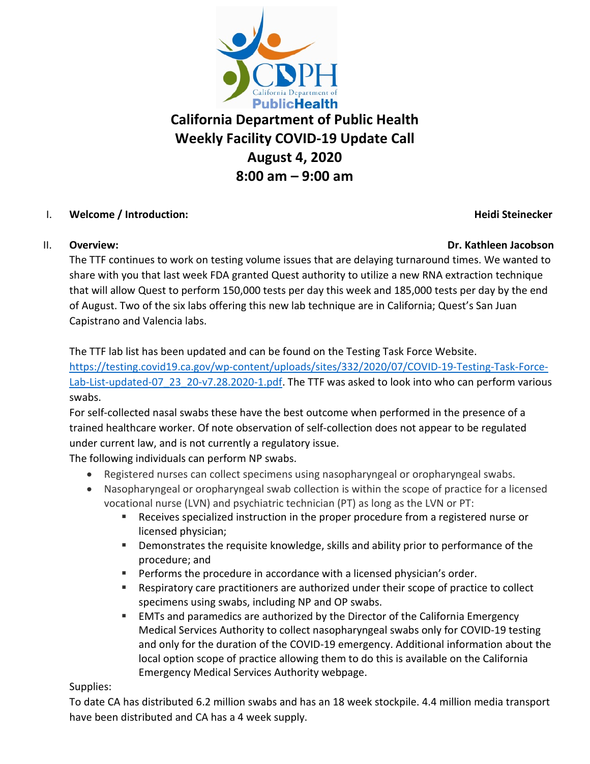# California Department of Public Health
# Weekly Facility COVID-19 Update Call
# August 4, 2020
# 8:00 am – 9:00 am

I. **Welcome / Introduction:** **Heidi Steinecker**

II. **Overview:** **Dr. Kathleen Jacobson**

The TTF continues to work on testing volume issues that are delaying turnaround times. We wanted to share with you that last week FDA granted Quest authority to utilize a new RNA extraction technique that will allow Quest to perform 150,000 tests per day this week and 185,000 tests per day by the end of August. Two of the six labs offering this new lab technique are in California; Quest's San Juan Capistrano and Valencia labs.

The TTF lab list has been updated and can be found on the Testing Task Force Website. https://testing.covid19.ca.gov/wp-content/uploads/sites/332/2020/07/COVID-19-Testing-Task-Force-Lab-List-updated-07_23_20-v7.28.2020-1.pdf. The TTF was asked to look into who can perform various swabs.

For self-collected nasal swabs these have the best outcome when performed in the presence of a trained healthcare worker. Of note observation of self-collection does not appear to be regulated under current law, and is not currently a regulatory issue.

The following individuals can perform NP swabs.

- Registered nurses can collect specimens using nasopharyngeal or oropharyngeal swabs.
- Nasopharyngeal or oropharyngeal swab collection is within the scope of practice for a licensed vocational nurse (LVN) and psychiatric technician (PT) as long as the LVN or PT:
  - Receives specialized instruction in the proper procedure from a registered nurse or licensed physician;
  - Demonstrates the requisite knowledge, skills and ability prior to performance of the procedure; and
  - Performs the procedure in accordance with a licensed physician's order.
  - Respiratory care practitioners are authorized under their scope of practice to collect specimens using swabs, including NP and OP swabs.
  - EMTs and paramedics are authorized by the Director of the California Emergency Medical Services Authority to collect nasopharyngeal swabs only for COVID-19 testing and only for the duration of the COVID-19 emergency. Additional information about the local option scope of practice allowing them to do this is available on the California Emergency Medical Services Authority webpage.

Supplies:

To date CA has distributed 6.2 million swabs and has an 18 week stockpile. 4.4 million media transport have been distributed and CA has a 4 week supply.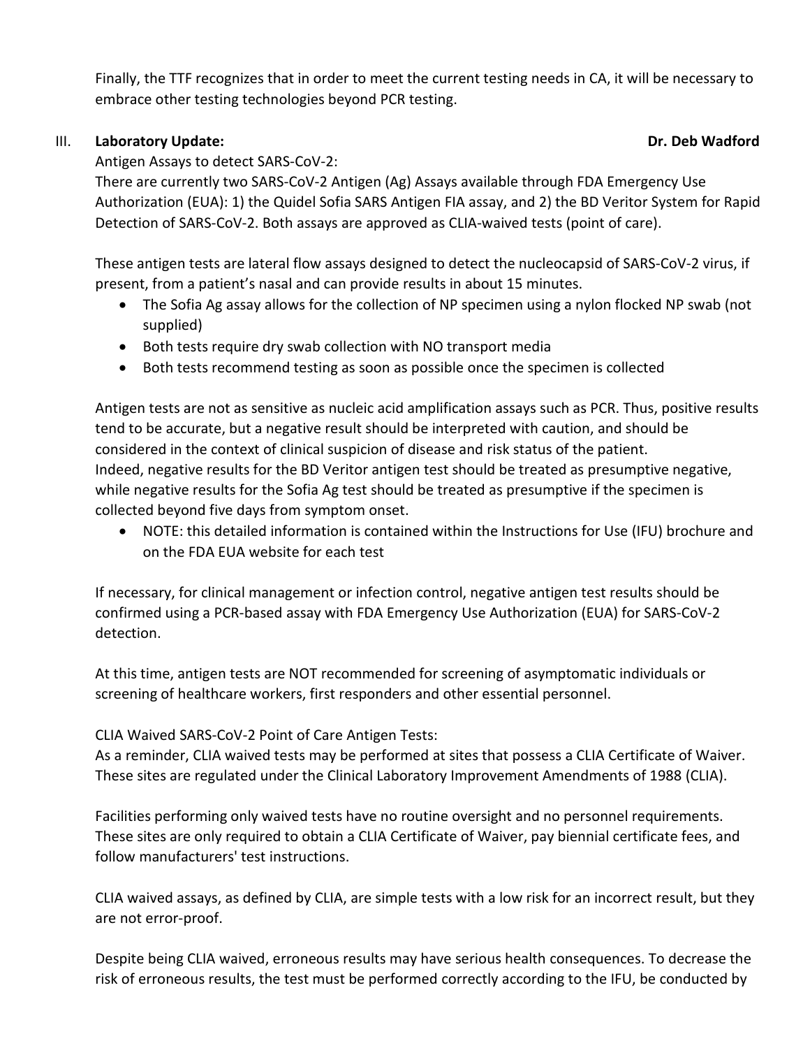Finally, the TTF recognizes that in order to meet the current testing needs in CA, it will be necessary to embrace other testing technologies beyond PCR testing.

III. **Laboratory Update:** **Dr. Deb Wadford**

Antigen Assays to detect SARS-CoV-2:

There are currently two SARS-CoV-2 Antigen (Ag) Assays available through FDA Emergency Use Authorization (EUA): 1) the Quidel Sofia SARS Antigen FIA assay, and 2) the BD Veritor System for Rapid Detection of SARS-CoV-2. Both assays are approved as CLIA-waived tests (point of care).

These antigen tests are lateral flow assays designed to detect the nucleocapsid of SARS-CoV-2 virus, if present, from a patient's nasal and can provide results in about 15 minutes.

- The Sofia Ag assay allows for the collection of NP specimen using a nylon flocked NP swab (not supplied)
- Both tests require dry swab collection with NO transport media
- Both tests recommend testing as soon as possible once the specimen is collected

Antigen tests are not as sensitive as nucleic acid amplification assays such as PCR. Thus, positive results tend to be accurate, but a negative result should be interpreted with caution, and should be considered in the context of clinical suspicion of disease and risk status of the patient.
Indeed, negative results for the BD Veritor antigen test should be treated as presumptive negative, while negative results for the Sofia Ag test should be treated as presumptive if the specimen is collected beyond five days from symptom onset.

- NOTE: this detailed information is contained within the Instructions for Use (IFU) brochure and on the FDA EUA website for each test

If necessary, for clinical management or infection control, negative antigen test results should be confirmed using a PCR-based assay with FDA Emergency Use Authorization (EUA) for SARS-CoV-2 detection.

At this time, antigen tests are NOT recommended for screening of asymptomatic individuals or screening of healthcare workers, first responders and other essential personnel.

CLIA Waived SARS-CoV-2 Point of Care Antigen Tests:

As a reminder, CLIA waived tests may be performed at sites that possess a CLIA Certificate of Waiver. These sites are regulated under the Clinical Laboratory Improvement Amendments of 1988 (CLIA).

Facilities performing only waived tests have no routine oversight and no personnel requirements. These sites are only required to obtain a CLIA Certificate of Waiver, pay biennial certificate fees, and follow manufacturers' test instructions.

CLIA waived assays, as defined by CLIA, are simple tests with a low risk for an incorrect result, but they are not error-proof.

Despite being CLIA waived, erroneous results may have serious health consequences. To decrease the risk of erroneous results, the test must be performed correctly according to the IFU, be conducted by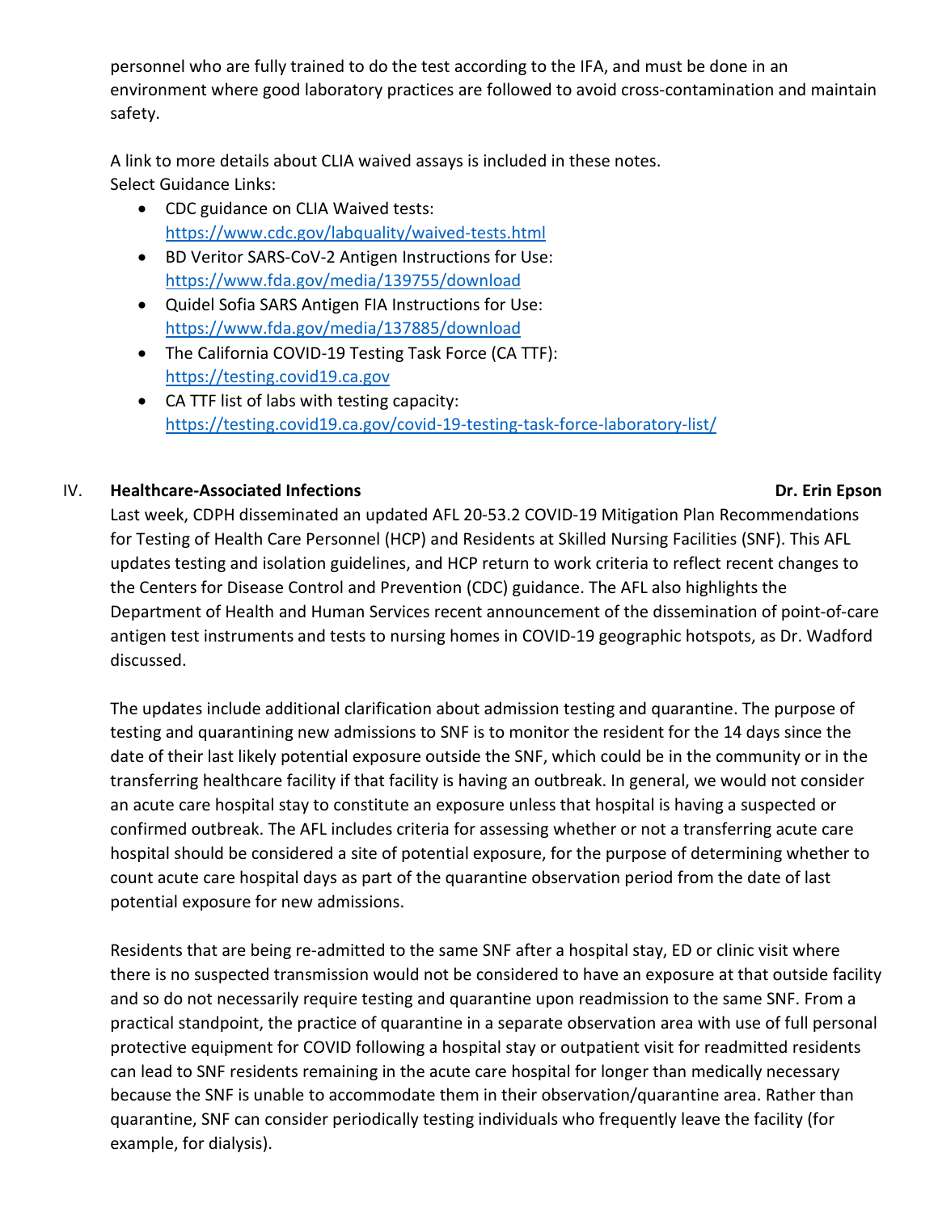personnel who are fully trained to do the test according to the IFA, and must be done in an environment where good laboratory practices are followed to avoid cross-contamination and maintain safety.

A link to more details about CLIA waived assays is included in these notes.
Select Guidance Links:

- CDC guidance on CLIA Waived tests: https://www.cdc.gov/labquality/waived-tests.html
- BD Veritor SARS-CoV-2 Antigen Instructions for Use: https://www.fda.gov/media/139755/download
- Quidel Sofia SARS Antigen FIA Instructions for Use: https://www.fda.gov/media/137885/download
- The California COVID-19 Testing Task Force (CA TTF): https://testing.covid19.ca.gov
- CA TTF list of labs with testing capacity: https://testing.covid19.ca.gov/covid-19-testing-task-force-laboratory-list/

## IV. Healthcare-Associated Infections — Dr. Erin Epson

Last week, CDPH disseminated an updated AFL 20-53.2 COVID-19 Mitigation Plan Recommendations for Testing of Health Care Personnel (HCP) and Residents at Skilled Nursing Facilities (SNF). This AFL updates testing and isolation guidelines, and HCP return to work criteria to reflect recent changes to the Centers for Disease Control and Prevention (CDC) guidance. The AFL also highlights the Department of Health and Human Services recent announcement of the dissemination of point-of-care antigen test instruments and tests to nursing homes in COVID-19 geographic hotspots, as Dr. Wadford discussed.

The updates include additional clarification about admission testing and quarantine. The purpose of testing and quarantining new admissions to SNF is to monitor the resident for the 14 days since the date of their last likely potential exposure outside the SNF, which could be in the community or in the transferring healthcare facility if that facility is having an outbreak. In general, we would not consider an acute care hospital stay to constitute an exposure unless that hospital is having a suspected or confirmed outbreak. The AFL includes criteria for assessing whether or not a transferring acute care hospital should be considered a site of potential exposure, for the purpose of determining whether to count acute care hospital days as part of the quarantine observation period from the date of last potential exposure for new admissions.

Residents that are being re-admitted to the same SNF after a hospital stay, ED or clinic visit where there is no suspected transmission would not be considered to have an exposure at that outside facility and so do not necessarily require testing and quarantine upon readmission to the same SNF. From a practical standpoint, the practice of quarantine in a separate observation area with use of full personal protective equipment for COVID following a hospital stay or outpatient visit for readmitted residents can lead to SNF residents remaining in the acute care hospital for longer than medically necessary because the SNF is unable to accommodate them in their observation/quarantine area. Rather than quarantine, SNF can consider periodically testing individuals who frequently leave the facility (for example, for dialysis).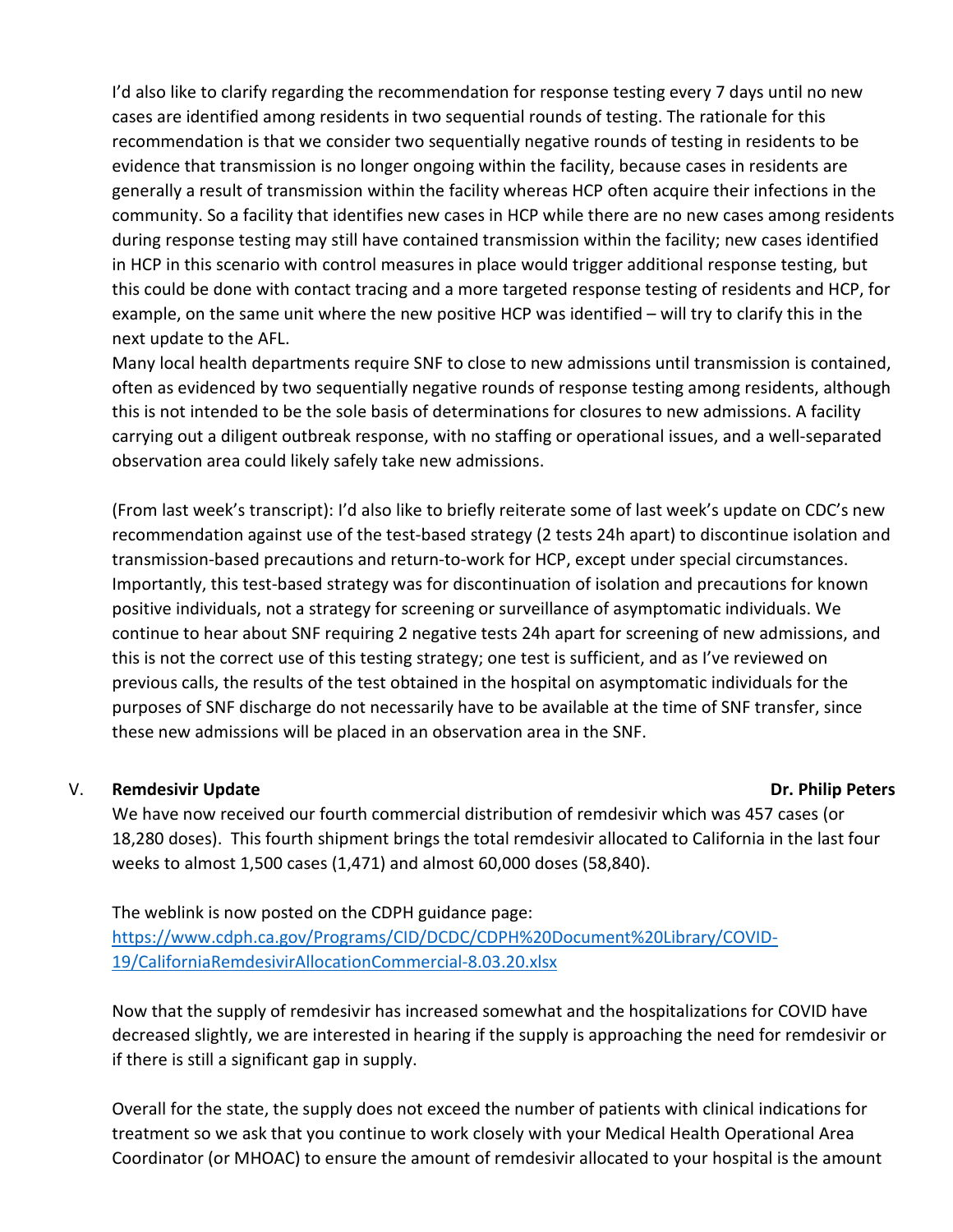I'd also like to clarify regarding the recommendation for response testing every 7 days until no new cases are identified among residents in two sequential rounds of testing. The rationale for this recommendation is that we consider two sequentially negative rounds of testing in residents to be evidence that transmission is no longer ongoing within the facility, because cases in residents are generally a result of transmission within the facility whereas HCP often acquire their infections in the community. So a facility that identifies new cases in HCP while there are no new cases among residents during response testing may still have contained transmission within the facility; new cases identified in HCP in this scenario with control measures in place would trigger additional response testing, but this could be done with contact tracing and a more targeted response testing of residents and HCP, for example, on the same unit where the new positive HCP was identified – will try to clarify this in the next update to the AFL.

Many local health departments require SNF to close to new admissions until transmission is contained, often as evidenced by two sequentially negative rounds of response testing among residents, although this is not intended to be the sole basis of determinations for closures to new admissions. A facility carrying out a diligent outbreak response, with no staffing or operational issues, and a well-separated observation area could likely safely take new admissions.

(From last week's transcript): I'd also like to briefly reiterate some of last week's update on CDC's new recommendation against use of the test-based strategy (2 tests 24h apart) to discontinue isolation and transmission-based precautions and return-to-work for HCP, except under special circumstances. Importantly, this test-based strategy was for discontinuation of isolation and precautions for known positive individuals, not a strategy for screening or surveillance of asymptomatic individuals. We continue to hear about SNF requiring 2 negative tests 24h apart for screening of new admissions, and this is not the correct use of this testing strategy; one test is sufficient, and as I've reviewed on previous calls, the results of the test obtained in the hospital on asymptomatic individuals for the purposes of SNF discharge do not necessarily have to be available at the time of SNF transfer, since these new admissions will be placed in an observation area in the SNF.

## V. **Remdesivir Update** — **Dr. Philip Peters**

We have now received our fourth commercial distribution of remdesivir which was 457 cases (or 18,280 doses). This fourth shipment brings the total remdesivir allocated to California in the last four weeks to almost 1,500 cases (1,471) and almost 60,000 doses (58,840).

The weblink is now posted on the CDPH guidance page: [https://www.cdph.ca.gov/Programs/CID/DCDC/CDPH%20Document%20Library/COVID-19/CaliforniaRemdesivirAllocationCommercial-8.03.20.xlsx](https://www.cdph.ca.gov/Programs/CID/DCDC/CDPH%20Document%20Library/COVID-19/CaliforniaRemdesivirAllocationCommercial-8.03.20.xlsx)

Now that the supply of remdesivir has increased somewhat and the hospitalizations for COVID have decreased slightly, we are interested in hearing if the supply is approaching the need for remdesivir or if there is still a significant gap in supply.

Overall for the state, the supply does not exceed the number of patients with clinical indications for treatment so we ask that you continue to work closely with your Medical Health Operational Area Coordinator (or MHOAC) to ensure the amount of remdesivir allocated to your hospital is the amount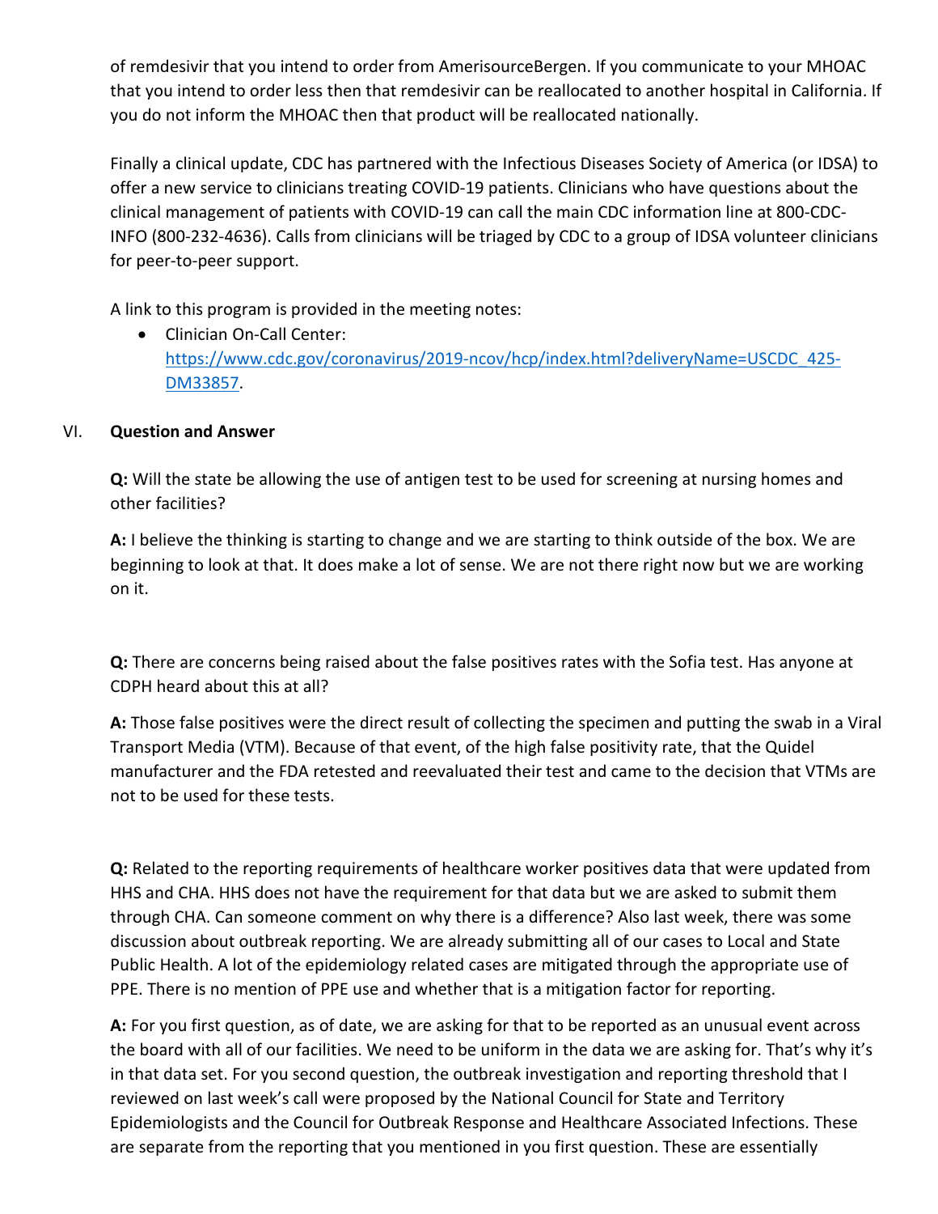of remdesivir that you intend to order from AmerisourceBergen. If you communicate to your MHOAC that you intend to order less then that remdesivir can be reallocated to another hospital in California. If you do not inform the MHOAC then that product will be reallocated nationally.

Finally a clinical update, CDC has partnered with the Infectious Diseases Society of America (or IDSA) to offer a new service to clinicians treating COVID-19 patients. Clinicians who have questions about the clinical management of patients with COVID-19 can call the main CDC information line at 800-CDC-INFO (800-232-4636). Calls from clinicians will be triaged by CDC to a group of IDSA volunteer clinicians for peer-to-peer support.

A link to this program is provided in the meeting notes:

- Clinician On-Call Center: [https://www.cdc.gov/coronavirus/2019-ncov/hcp/index.html?deliveryName=USCDC_425-DM33857](https://www.cdc.gov/coronavirus/2019-ncov/hcp/index.html?deliveryName=USCDC_425-DM33857).

## VI. Question and Answer

**Q:** Will the state be allowing the use of antigen test to be used for screening at nursing homes and other facilities?

**A:** I believe the thinking is starting to change and we are starting to think outside of the box. We are beginning to look at that. It does make a lot of sense. We are not there right now but we are working on it.

**Q:** There are concerns being raised about the false positives rates with the Sofia test. Has anyone at CDPH heard about this at all?

**A:** Those false positives were the direct result of collecting the specimen and putting the swab in a Viral Transport Media (VTM). Because of that event, of the high false positivity rate, that the Quidel manufacturer and the FDA retested and reevaluated their test and came to the decision that VTMs are not to be used for these tests.

**Q:** Related to the reporting requirements of healthcare worker positives data that were updated from HHS and CHA. HHS does not have the requirement for that data but we are asked to submit them through CHA. Can someone comment on why there is a difference? Also last week, there was some discussion about outbreak reporting. We are already submitting all of our cases to Local and State Public Health. A lot of the epidemiology related cases are mitigated through the appropriate use of PPE. There is no mention of PPE use and whether that is a mitigation factor for reporting.

**A:** For you first question, as of date, we are asking for that to be reported as an unusual event across the board with all of our facilities. We need to be uniform in the data we are asking for. That's why it's in that data set. For you second question, the outbreak investigation and reporting threshold that I reviewed on last week's call were proposed by the National Council for State and Territory Epidemiologists and the Council for Outbreak Response and Healthcare Associated Infections. These are separate from the reporting that you mentioned in you first question. These are essentially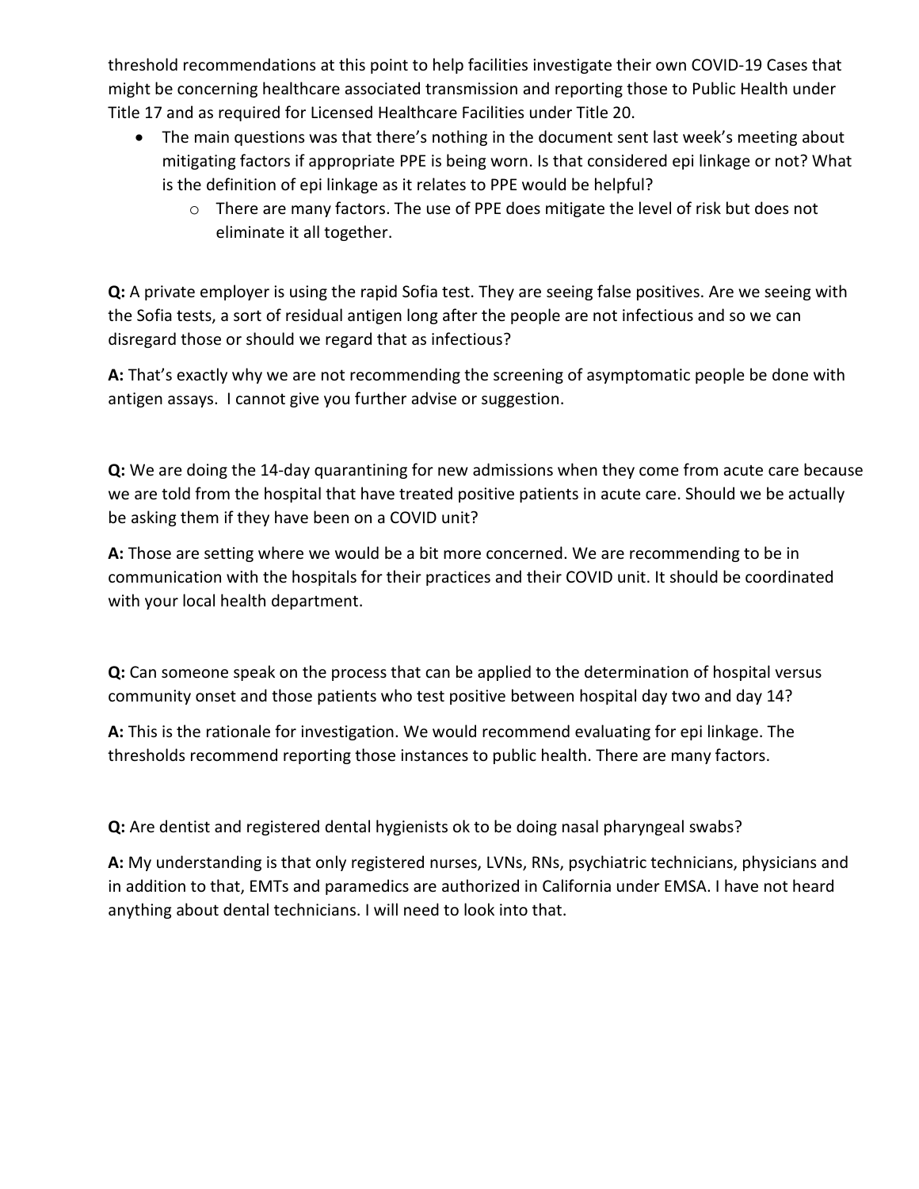threshold recommendations at this point to help facilities investigate their own COVID-19 Cases that might be concerning healthcare associated transmission and reporting those to Public Health under Title 17 and as required for Licensed Healthcare Facilities under Title 20.

- The main questions was that there's nothing in the document sent last week's meeting about mitigating factors if appropriate PPE is being worn. Is that considered epi linkage or not? What is the definition of epi linkage as it relates to PPE would be helpful?
  - There are many factors. The use of PPE does mitigate the level of risk but does not eliminate it all together.

**Q:** A private employer is using the rapid Sofia test. They are seeing false positives. Are we seeing with the Sofia tests, a sort of residual antigen long after the people are not infectious and so we can disregard those or should we regard that as infectious?

**A:** That's exactly why we are not recommending the screening of asymptomatic people be done with antigen assays. I cannot give you further advise or suggestion.

**Q:** We are doing the 14-day quarantining for new admissions when they come from acute care because we are told from the hospital that have treated positive patients in acute care. Should we be actually be asking them if they have been on a COVID unit?

**A:** Those are setting where we would be a bit more concerned. We are recommending to be in communication with the hospitals for their practices and their COVID unit. It should be coordinated with your local health department.

**Q:** Can someone speak on the process that can be applied to the determination of hospital versus community onset and those patients who test positive between hospital day two and day 14?

**A:** This is the rationale for investigation. We would recommend evaluating for epi linkage. The thresholds recommend reporting those instances to public health. There are many factors.

**Q:** Are dentist and registered dental hygienists ok to be doing nasal pharyngeal swabs?

**A:** My understanding is that only registered nurses, LVNs, RNs, psychiatric technicians, physicians and in addition to that, EMTs and paramedics are authorized in California under EMSA. I have not heard anything about dental technicians. I will need to look into that.